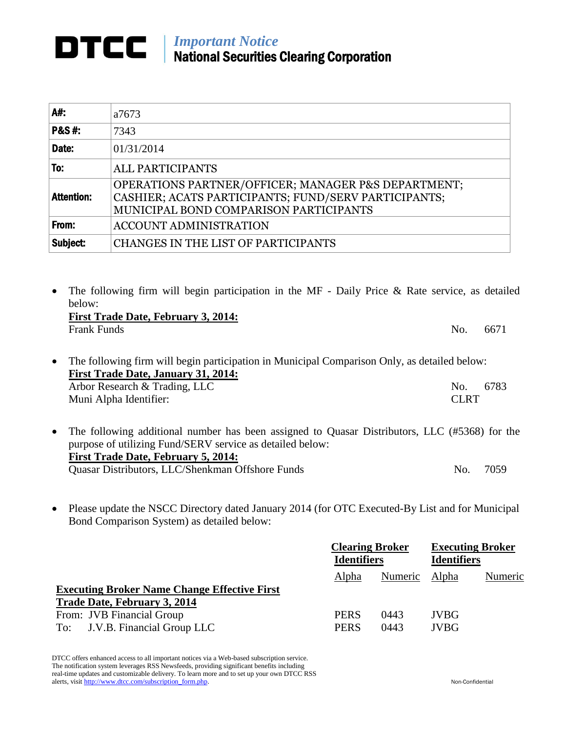# DTCC | *Important Notice*
## National Securities Clearing Corporation

| | |
|---|---|
| **A#:** | a7673 |
| **P&S #:** | 7343 |
| **Date:** | 01/31/2014 |
| **To:** | ALL PARTICIPANTS |
| **Attention:** | OPERATIONS PARTNER/OFFICER; MANAGER P&S DEPARTMENT; CASHIER; ACATS PARTICIPANTS; FUND/SERV PARTICIPANTS; MUNICIPAL BOND COMPARISON PARTICIPANTS |
| **From:** | ACCOUNT ADMINISTRATION |
| **Subject:** | CHANGES IN THE LIST OF PARTICIPANTS |

- The following firm will begin participation in the MF - Daily Price & Rate service, as detailed below:
  **First Trade Date, February 3, 2014:**
  Frank Funds No. 6671

- The following firm will begin participation in Municipal Comparison Only, as detailed below:
  **First Trade Date, January 31, 2014:**
  Arbor Research & Trading, LLC No. 6783
  Muni Alpha Identifier: CLRT

- The following additional number has been assigned to Quasar Distributors, LLC (#5368) for the purpose of utilizing Fund/SERV service as detailed below:
  **First Trade Date, February 5, 2014:**
  Quasar Distributors, LLC/Shenkman Offshore Funds No. 7059

- Please update the NSCC Directory dated January 2014 (for OTC Executed-By List and for Municipal Bond Comparison System) as detailed below:

| | Clearing Broker Identifiers | | Executing Broker Identifiers | |
|---|---|---|---|---|
| | Alpha | Numeric | Alpha | Numeric |
| **Executing Broker Name Change Effective First Trade Date, February 3, 2014** | | | | |
| From: JVB Financial Group | PERS | 0443 | JVBG | |
| To: J.V.B. Financial Group LLC | PERS | 0443 | JVBG | |

DTCC offers enhanced access to all important notices via a Web-based subscription service. The notification system leverages RSS Newsfeeds, providing significant benefits including real-time updates and customizable delivery. To learn more and to set up your own DTCC RSS alerts, visit http://www.dtcc.com/subscription_form.php.

Non-Confidential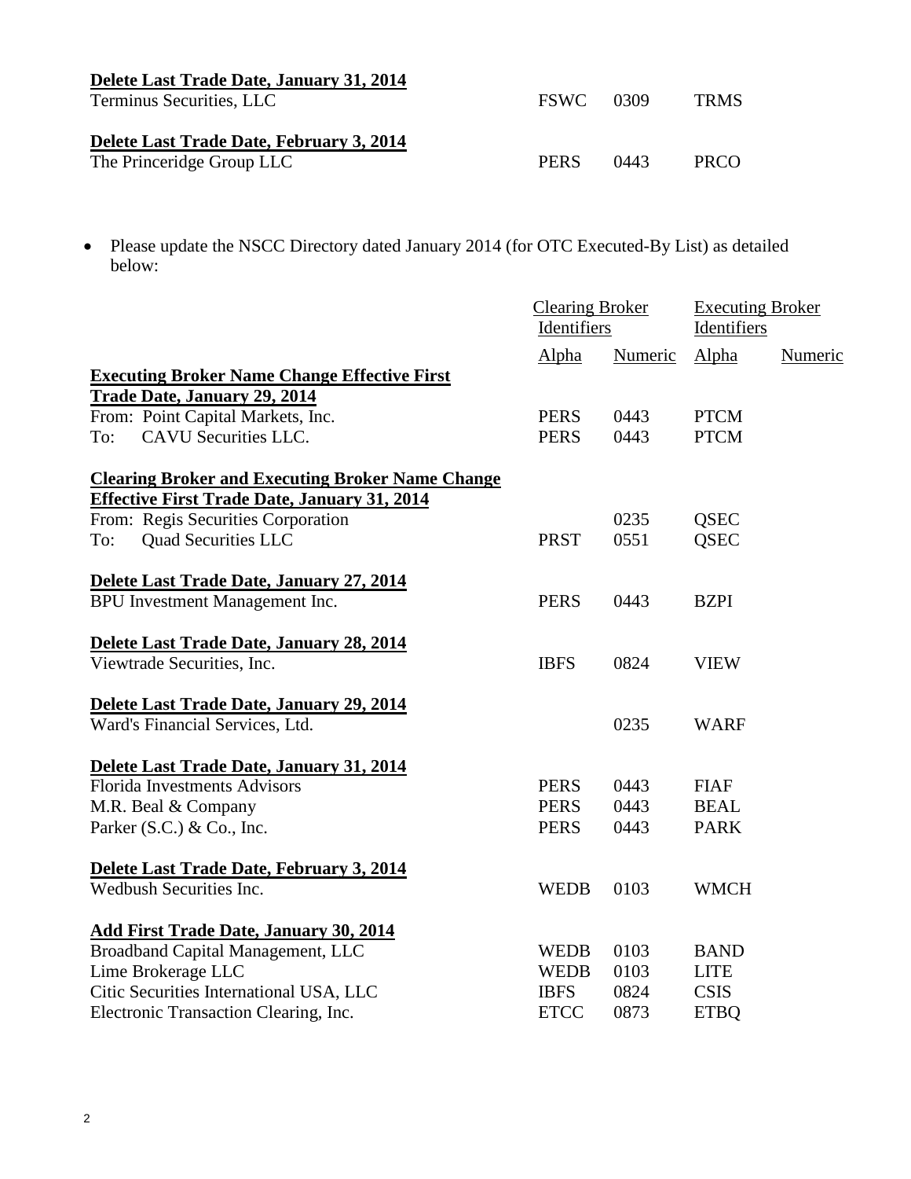| | | | |
|---|---|---|---|
| **<u>Delete Last Trade Date, January 31, 2014</u>** | | | |
| Terminus Securities, LLC | FSWC | 0309 | TRMS |
| **<u>Delete Last Trade Date, February 3, 2014</u>** | | | |
| The Princeridge Group LLC | PERS | 0443 | PRCO |

- Please update the NSCC Directory dated January 2014 (for OTC Executed-By List) as detailed below:

| | Clearing Broker Identifiers | | Executing Broker Identifiers | |
|---|---|---|---|---|
| | Alpha | Numeric | Alpha | Numeric |
| **<u>Executing Broker Name Change Effective First Trade Date, January 29, 2014</u>** | | | | |
| From: Point Capital Markets, Inc. | PERS | 0443 | PTCM | |
| To: CAVU Securities LLC. | PERS | 0443 | PTCM | |
| **<u>Clearing Broker and Executing Broker Name Change Effective First Trade Date, January 31, 2014</u>** | | | | |
| From: Regis Securities Corporation | | 0235 | QSEC | |
| To: Quad Securities LLC | PRST | 0551 | QSEC | |
| **<u>Delete Last Trade Date, January 27, 2014</u>** | | | | |
| BPU Investment Management Inc. | PERS | 0443 | BZPI | |
| **<u>Delete Last Trade Date, January 28, 2014</u>** | | | | |
| Viewtrade Securities, Inc. | IBFS | 0824 | VIEW | |
| **<u>Delete Last Trade Date, January 29, 2014</u>** | | | | |
| Ward's Financial Services, Ltd. | | 0235 | WARF | |
| **<u>Delete Last Trade Date, January 31, 2014</u>** | | | | |
| Florida Investments Advisors | PERS | 0443 | FIAF | |
| M.R. Beal & Company | PERS | 0443 | BEAL | |
| Parker (S.C.) & Co., Inc. | PERS | 0443 | PARK | |
| **<u>Delete Last Trade Date, February 3, 2014</u>** | | | | |
| Wedbush Securities Inc. | WEDB | 0103 | WMCH | |
| **<u>Add First Trade Date, January 30, 2014</u>** | | | | |
| Broadband Capital Management, LLC | WEDB | 0103 | BAND | |
| Lime Brokerage LLC | WEDB | 0103 | LITE | |
| Citic Securities International USA, LLC | IBFS | 0824 | CSIS | |
| Electronic Transaction Clearing, Inc. | ETCC | 0873 | ETBQ | |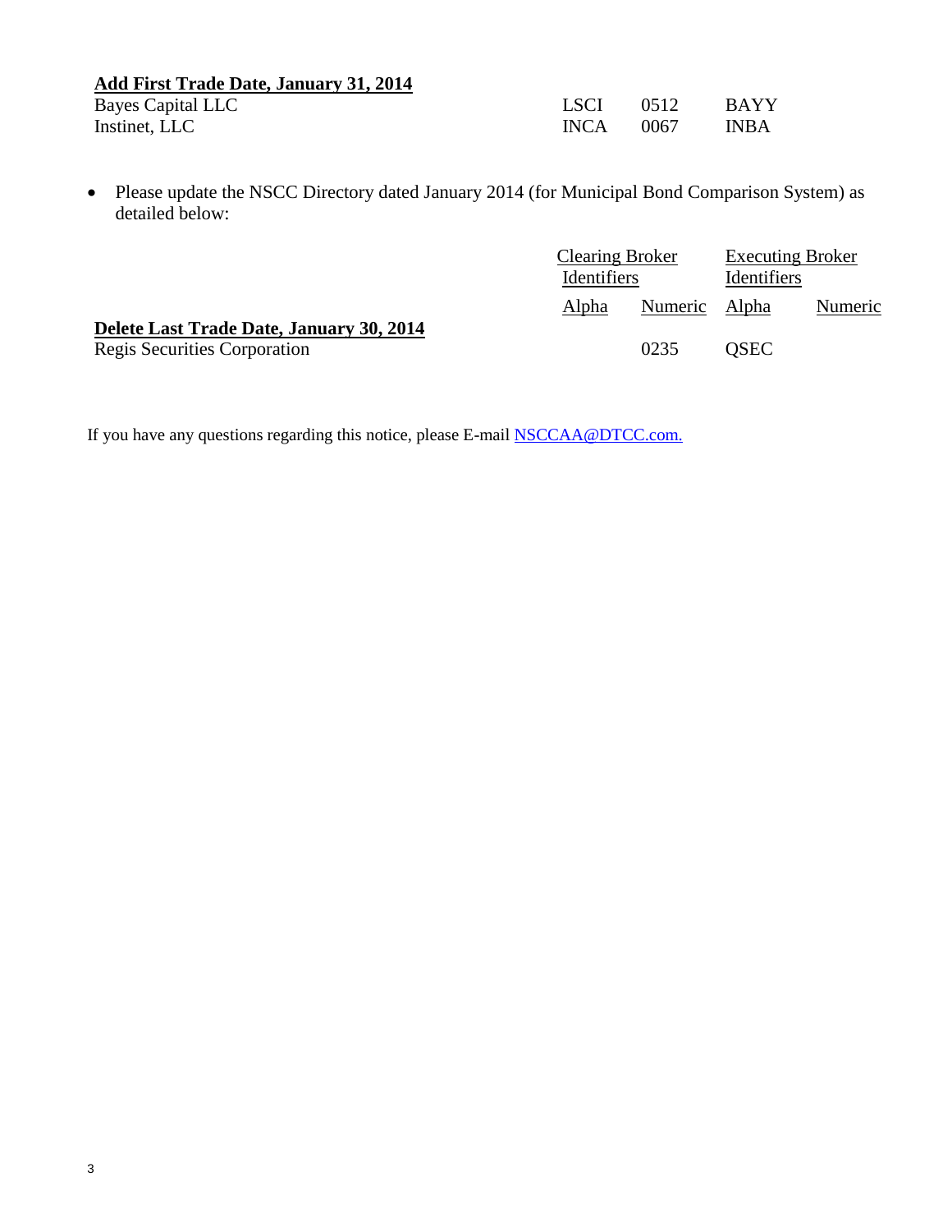| | | | | |
|---|---|---|---|---|
| **Add First Trade Date, January 31, 2014** | | | | |
| Bayes Capital LLC | LSCI | 0512 | BAYY | |
| Instinet, LLC | INCA | 0067 | INBA | |

- Please update the NSCC Directory dated January 2014 (for Municipal Bond Comparison System) as detailed below:

| | Clearing Broker Identifiers | | Executing Broker Identifiers | |
|---|---|---|---|---|
| | Alpha | Numeric | Alpha | Numeric |
| **Delete Last Trade Date, January 30, 2014** | | | | |
| Regis Securities Corporation | | 0235 | QSEC | |

If you have any questions regarding this notice, please E-mail NSCCAA@DTCC.com.